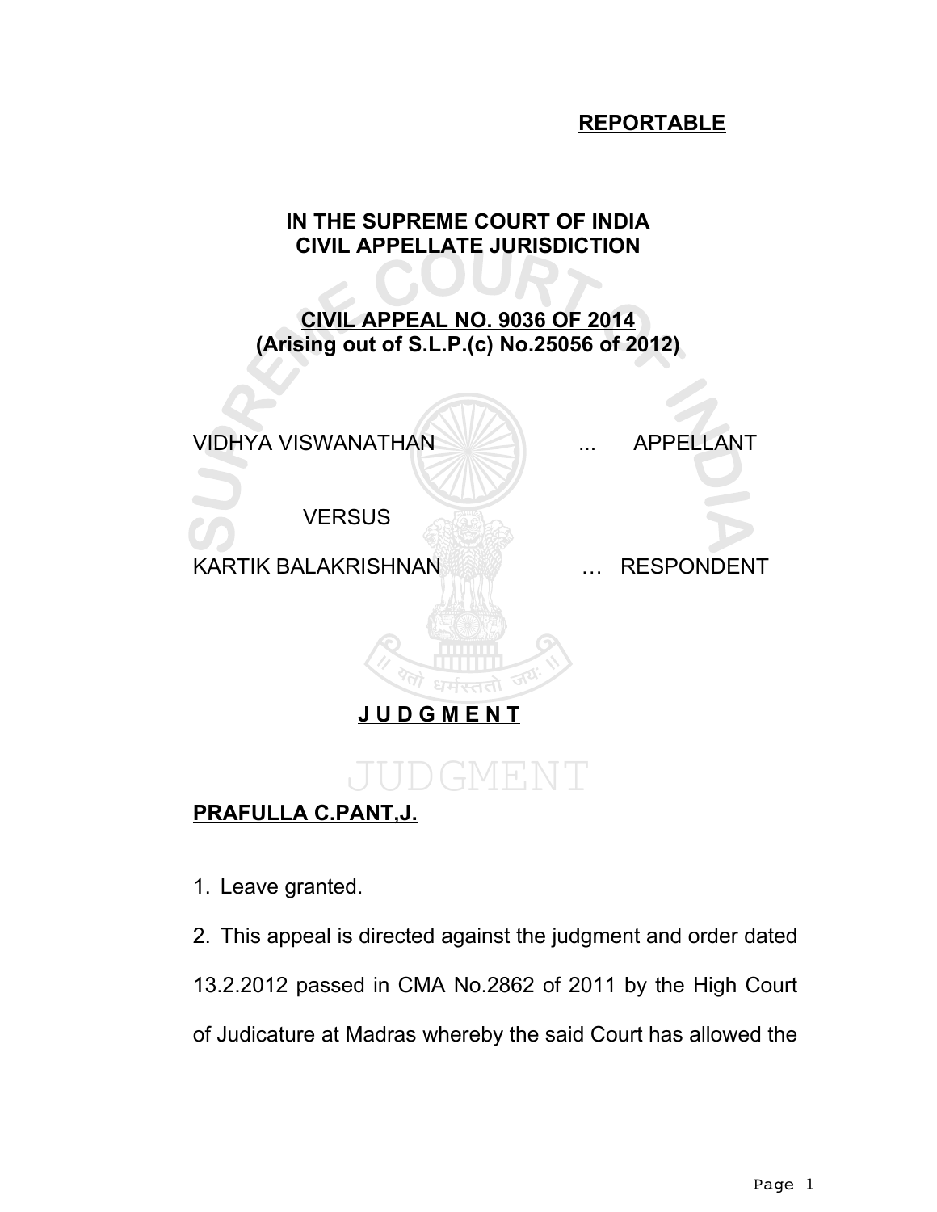**REPORTABLE**

**IN THE SUPREME COURT OF INDIA**
**CIVIL APPELLATE JURISDICTION**

**CIVIL APPEAL NO. 9036 OF 2014**
**(Arising out of S.L.P.(c) No.25056 of 2012)**

VIDHYA VISWANATHAN ... APPELLANT

VERSUS

KARTIK BALAKRISHNAN … RESPONDENT

**J U D G M E N T**

**PRAFULLA C.PANT,J.**

1. Leave granted.

2. This appeal is directed against the judgment and order dated 13.2.2012 passed in CMA No.2862 of 2011 by the High Court of Judicature at Madras whereby the said Court has allowed the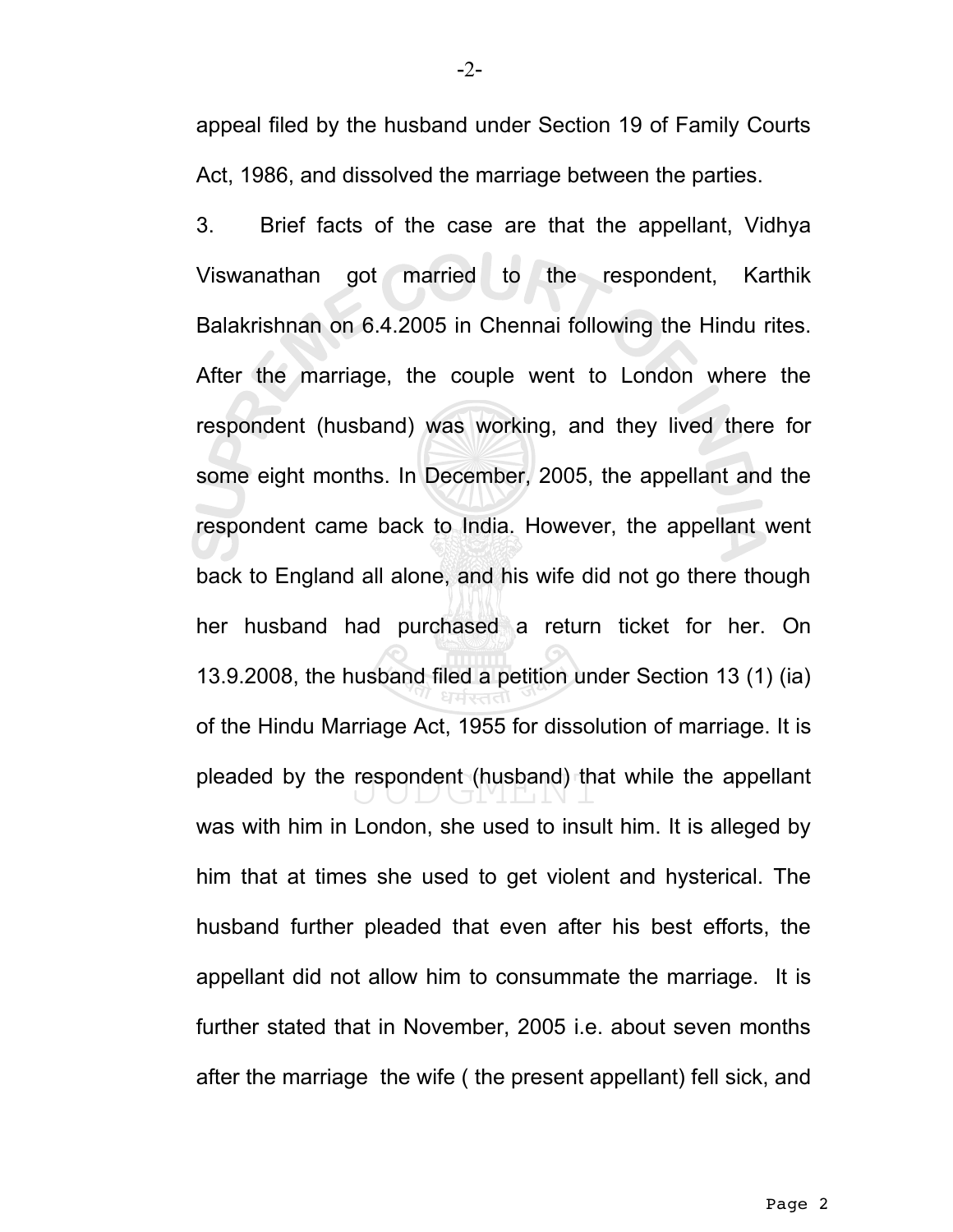appeal filed by the husband under Section 19 of Family Courts Act, 1986, and dissolved the marriage between the parties.

3. Brief facts of the case are that the appellant, Vidhya Viswanathan got married to the respondent, Karthik Balakrishnan on 6.4.2005 in Chennai following the Hindu rites. After the marriage, the couple went to London where the respondent (husband) was working, and they lived there for some eight months. In December, 2005, the appellant and the respondent came back to India. However, the appellant went back to England all alone, and his wife did not go there though her husband had purchased a return ticket for her. On 13.9.2008, the husband filed a petition under Section 13 (1) (ia) of the Hindu Marriage Act, 1955 for dissolution of marriage. It is pleaded by the respondent (husband) that while the appellant was with him in London, she used to insult him. It is alleged by him that at times she used to get violent and hysterical. The husband further pleaded that even after his best efforts, the appellant did not allow him to consummate the marriage. It is further stated that in November, 2005 i.e. about seven months after the marriage the wife ( the present appellant) fell sick, and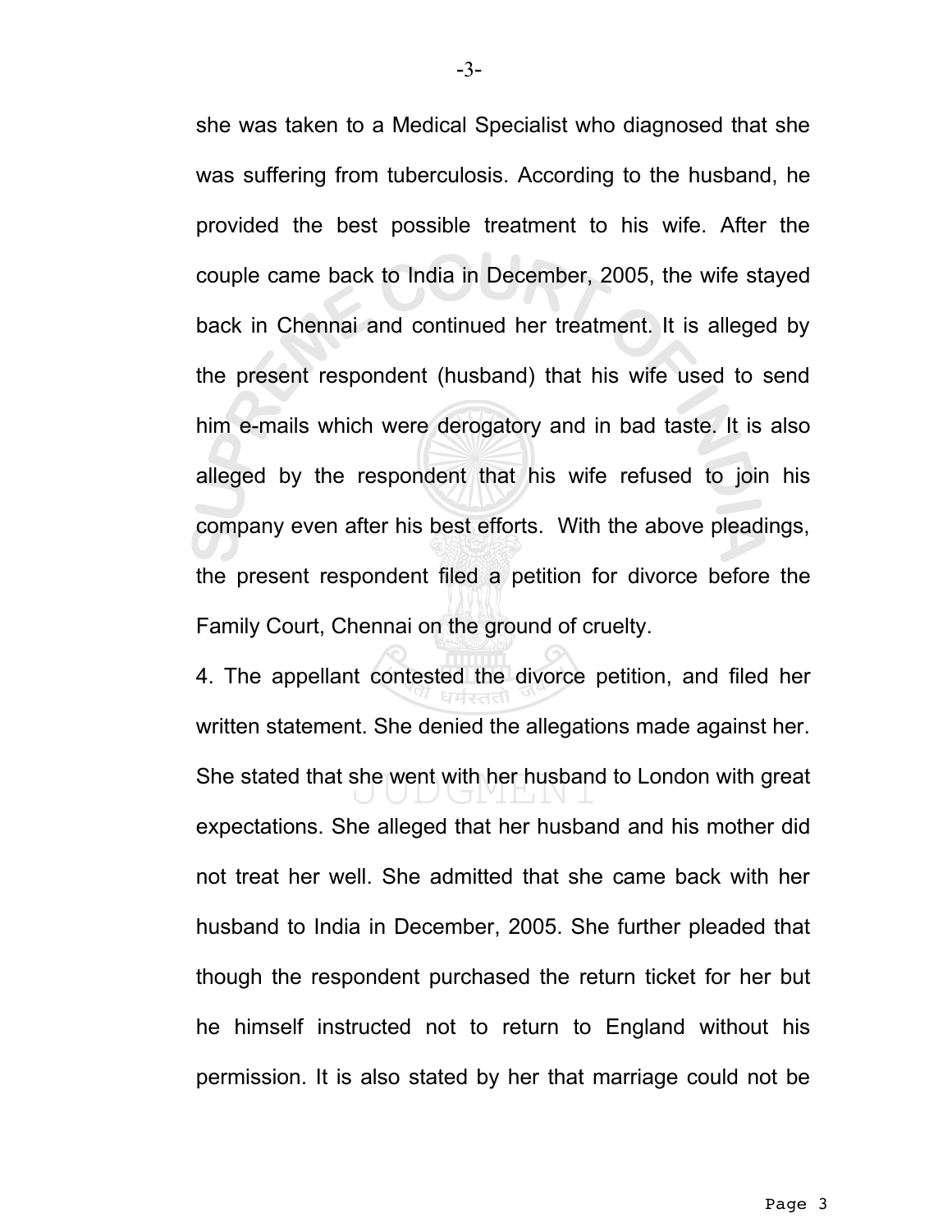she was taken to a Medical Specialist who diagnosed that she was suffering from tuberculosis. According to the husband, he provided the best possible treatment to his wife. After the couple came back to India in December, 2005, the wife stayed back in Chennai and continued her treatment. It is alleged by the present respondent (husband) that his wife used to send him e-mails which were derogatory and in bad taste. It is also alleged by the respondent that his wife refused to join his company even after his best efforts. With the above pleadings, the present respondent filed a petition for divorce before the Family Court, Chennai on the ground of cruelty.

4. The appellant contested the divorce petition, and filed her written statement. She denied the allegations made against her. She stated that she went with her husband to London with great expectations. She alleged that her husband and his mother did not treat her well. She admitted that she came back with her husband to India in December, 2005. She further pleaded that though the respondent purchased the return ticket for her but he himself instructed not to return to England without his permission. It is also stated by her that marriage could not be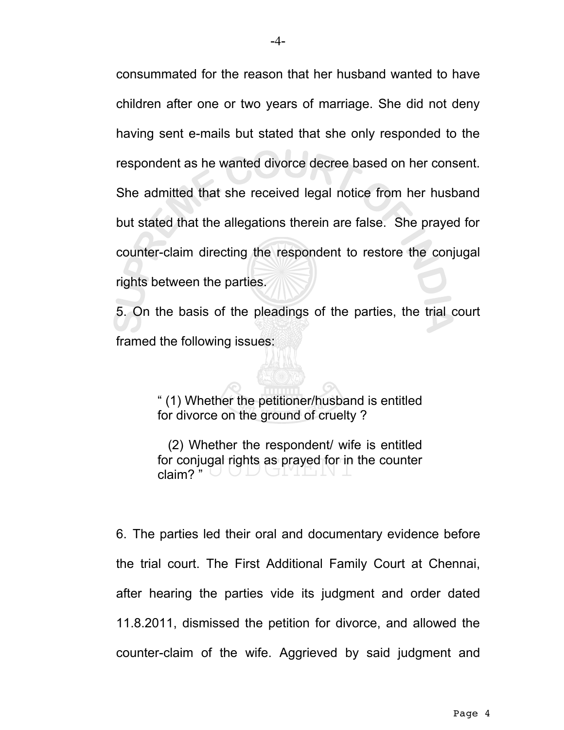consummated for the reason that her husband wanted to have children after one or two years of marriage. She did not deny having sent e-mails but stated that she only responded to the respondent as he wanted divorce decree based on her consent. She admitted that she received legal notice from her husband but stated that the allegations therein are false. She prayed for counter-claim directing the respondent to restore the conjugal rights between the parties.

5. On the basis of the pleadings of the parties, the trial court framed the following issues:

> " (1) Whether the petitioner/husband is entitled for divorce on the ground of cruelty ?
>
> (2) Whether the respondent/ wife is entitled for conjugal rights as prayed for in the counter claim? "

6. The parties led their oral and documentary evidence before the trial court. The First Additional Family Court at Chennai, after hearing the parties vide its judgment and order dated 11.8.2011, dismissed the petition for divorce, and allowed the counter-claim of the wife. Aggrieved by said judgment and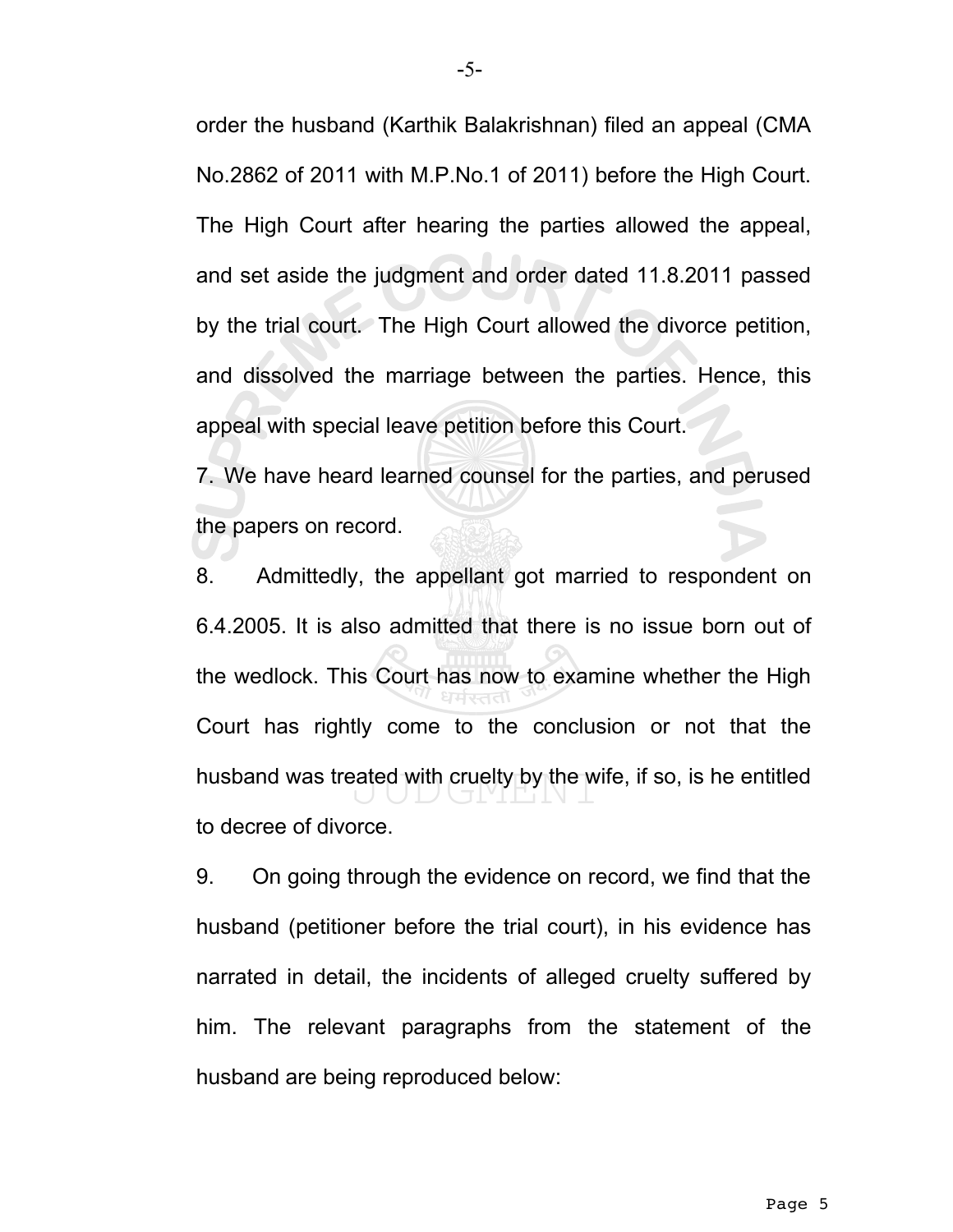order the husband (Karthik Balakrishnan) filed an appeal (CMA No.2862 of 2011 with M.P.No.1 of 2011) before the High Court. The High Court after hearing the parties allowed the appeal, and set aside the judgment and order dated 11.8.2011 passed by the trial court. The High Court allowed the divorce petition, and dissolved the marriage between the parties. Hence, this appeal with special leave petition before this Court.

7. We have heard learned counsel for the parties, and perused the papers on record.

8. Admittedly, the appellant got married to respondent on 6.4.2005. It is also admitted that there is no issue born out of the wedlock. This Court has now to examine whether the High Court has rightly come to the conclusion or not that the husband was treated with cruelty by the wife, if so, is he entitled to decree of divorce.

9. On going through the evidence on record, we find that the husband (petitioner before the trial court), in his evidence has narrated in detail, the incidents of alleged cruelty suffered by him. The relevant paragraphs from the statement of the husband are being reproduced below: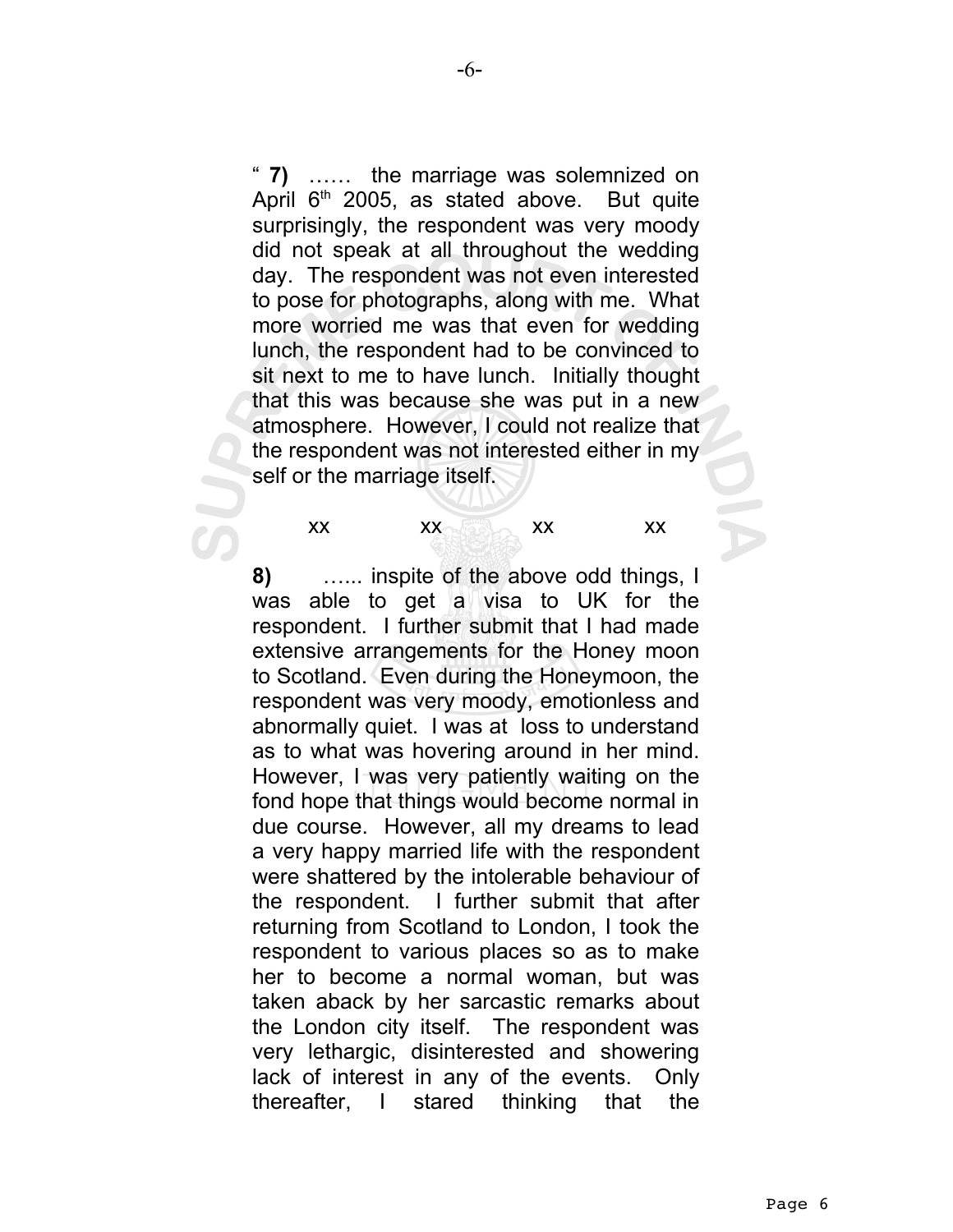" **7)** …… the marriage was solemnized on April 6th 2005, as stated above. But quite surprisingly, the respondent was very moody did not speak at all throughout the wedding day. The respondent was not even interested to pose for photographs, along with me. What more worried me was that even for wedding lunch, the respondent had to be convinced to sit next to me to have lunch. Initially thought that this was because she was put in a new atmosphere. However, I could not realize that the respondent was not interested either in my self or the marriage itself.

xx xx xx xx

**8)** …... inspite of the above odd things, I was able to get a visa to UK for the respondent. I further submit that I had made extensive arrangements for the Honey moon to Scotland. Even during the Honeymoon, the respondent was very moody, emotionless and abnormally quiet. I was at loss to understand as to what was hovering around in her mind. However, I was very patiently waiting on the fond hope that things would become normal in due course. However, all my dreams to lead a very happy married life with the respondent were shattered by the intolerable behaviour of the respondent. I further submit that after returning from Scotland to London, I took the respondent to various places so as to make her to become a normal woman, but was taken aback by her sarcastic remarks about the London city itself. The respondent was very lethargic, disinterested and showering lack of interest in any of the events. Only thereafter, I stared thinking that the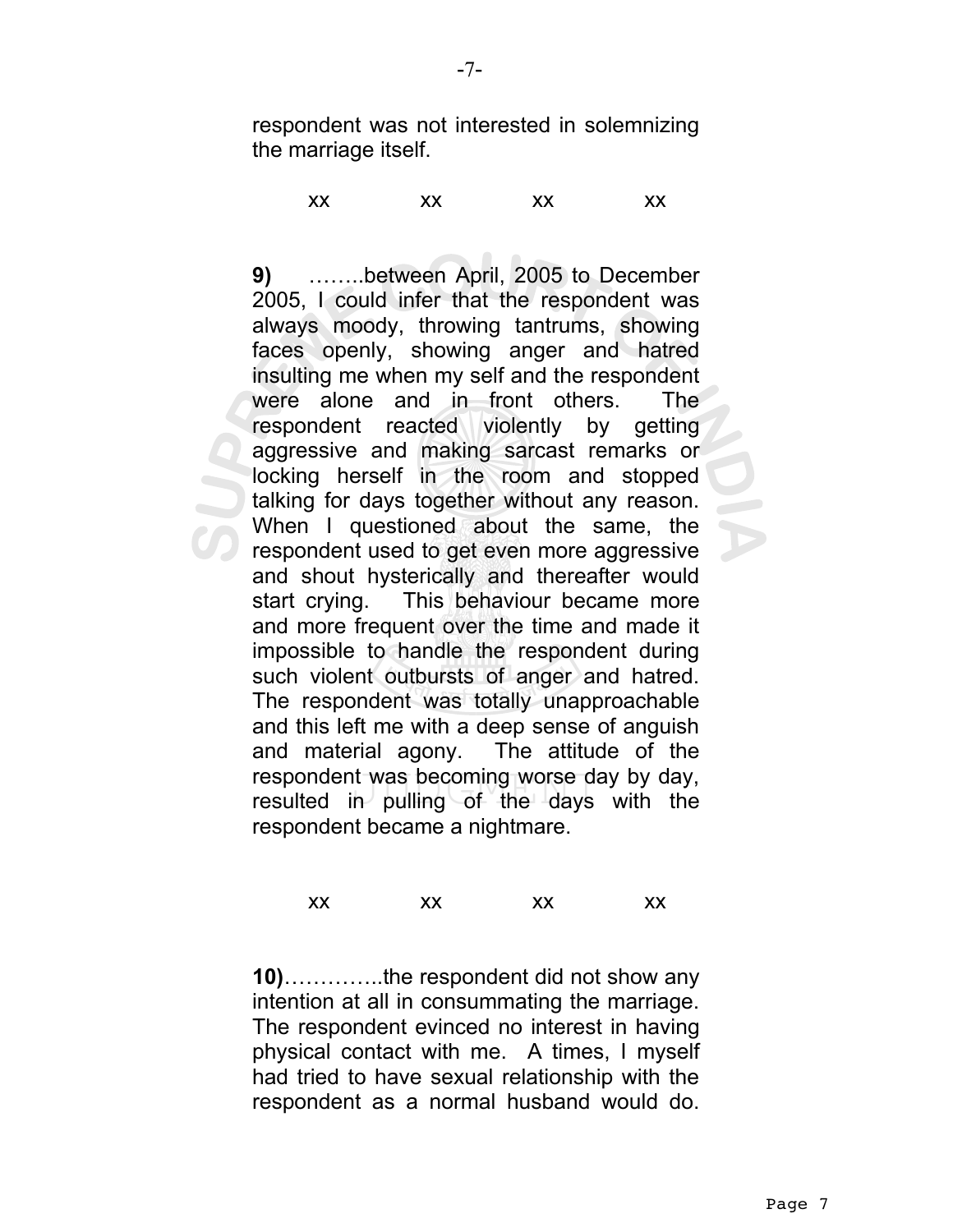respondent was not interested in solemnizing the marriage itself.

xx xx xx xx

**9)** ……..between April, 2005 to December 2005, I could infer that the respondent was always moody, throwing tantrums, showing faces openly, showing anger and hatred insulting me when my self and the respondent were alone and in front others. The respondent reacted violently by getting aggressive and making sarcast remarks or locking herself in the room and stopped talking for days together without any reason. When I questioned about the same, the respondent used to get even more aggressive and shout hysterically and thereafter would start crying. This behaviour became more and more frequent over the time and made it impossible to handle the respondent during such violent outbursts of anger and hatred. The respondent was totally unapproachable and this left me with a deep sense of anguish and material agony. The attitude of the respondent was becoming worse day by day, resulted in pulling of the days with the respondent became a nightmare.

xx xx xx xx

**10)**…………..the respondent did not show any intention at all in consummating the marriage. The respondent evinced no interest in having physical contact with me. A times, I myself had tried to have sexual relationship with the respondent as a normal husband would do.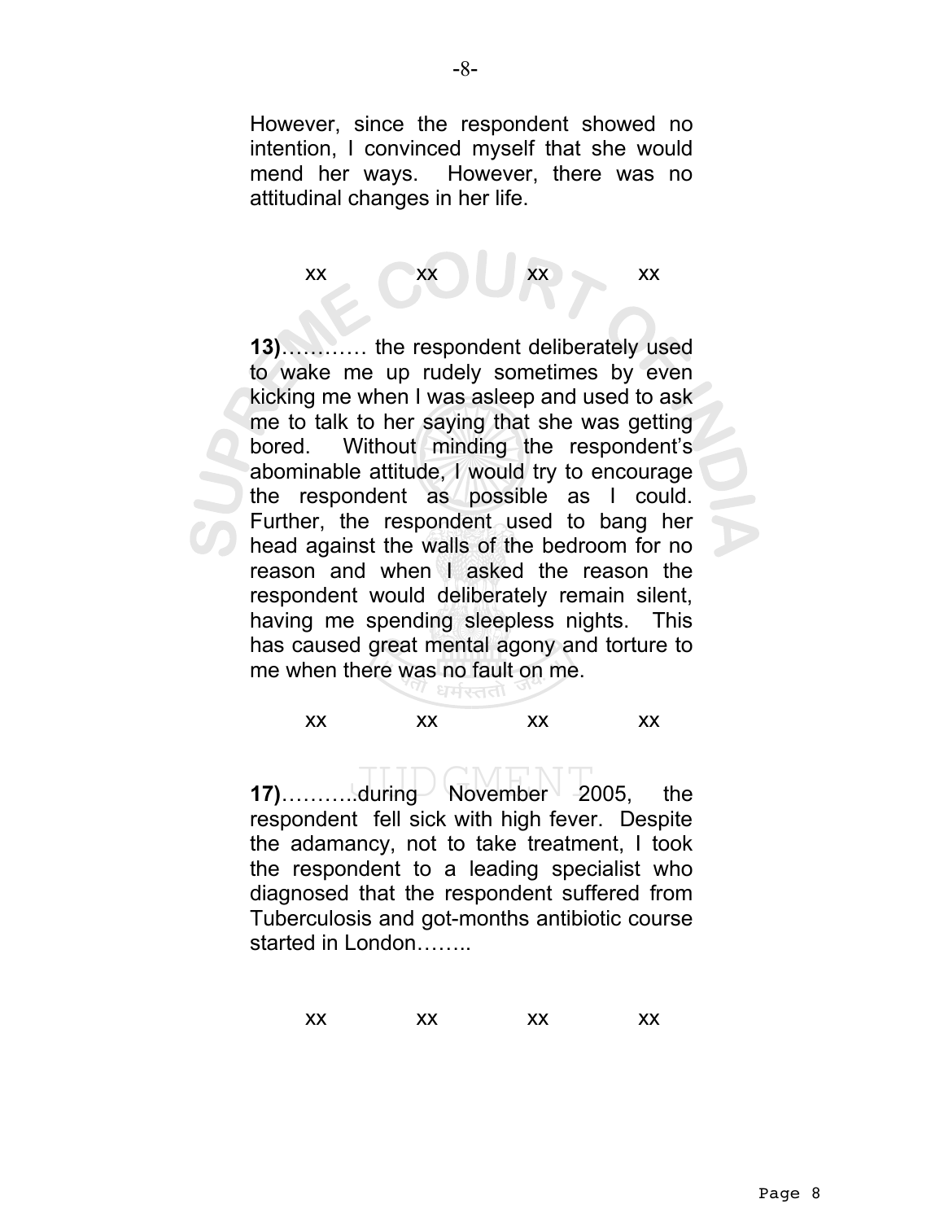However, since the respondent showed no intention, I convinced myself that she would mend her ways. However, there was no attitudinal changes in her life.

xx xx xx xx

**13)**………… the respondent deliberately used to wake me up rudely sometimes by even kicking me when I was asleep and used to ask me to talk to her saying that she was getting bored. Without minding the respondent's abominable attitude, I would try to encourage the respondent as possible as I could. Further, the respondent used to bang her head against the walls of the bedroom for no reason and when I asked the reason the respondent would deliberately remain silent, having me spending sleepless nights. This has caused great mental agony and torture to me when there was no fault on me.

xx xx xx xx

**17)**………..during November 2005, the respondent fell sick with high fever. Despite the adamancy, not to take treatment, I took the respondent to a leading specialist who diagnosed that the respondent suffered from Tuberculosis and got-months antibiotic course started in London……..

xx xx xx xx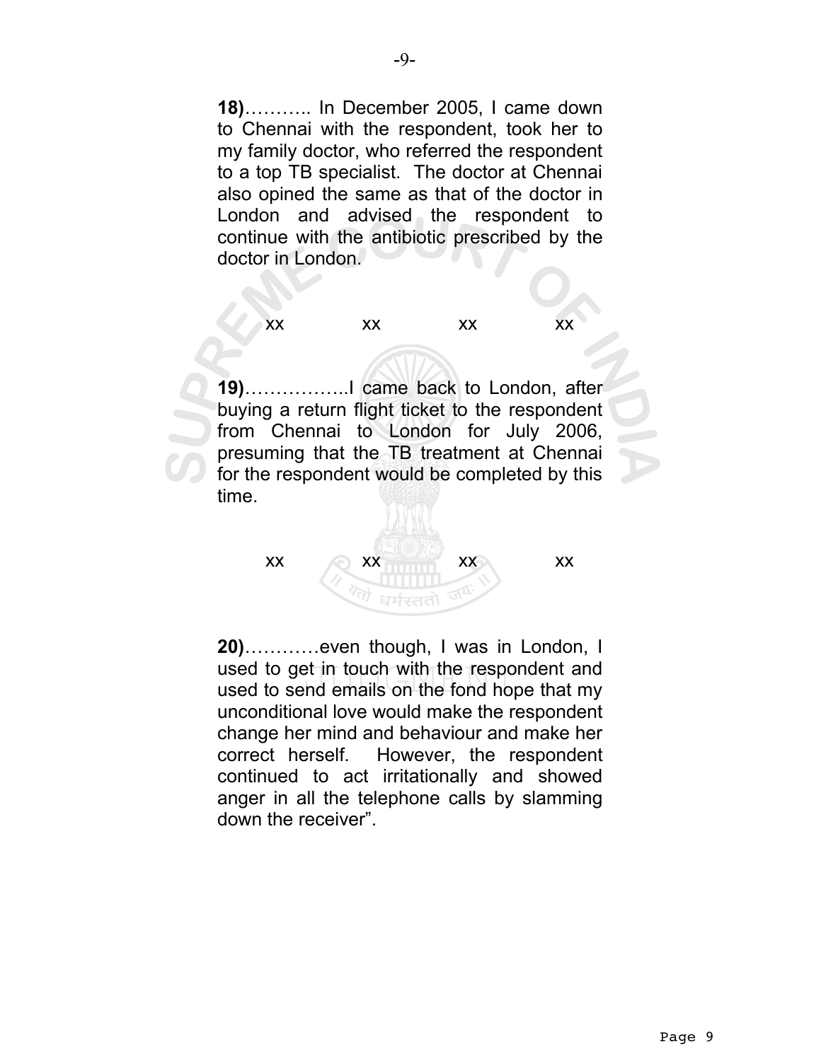**18)**……….. In December 2005, I came down to Chennai with the respondent, took her to my family doctor, who referred the respondent to a top TB specialist. The doctor at Chennai also opined the same as that of the doctor in London and advised the respondent to continue with the antibiotic prescribed by the doctor in London.

xx xx xx xx

**19)**……………..I came back to London, after buying a return flight ticket to the respondent from Chennai to London for July 2006, presuming that the TB treatment at Chennai for the respondent would be completed by this time.

xx xx xx xx

**20)**…………even though, I was in London, I used to get in touch with the respondent and used to send emails on the fond hope that my unconditional love would make the respondent change her mind and behaviour and make her correct herself. However, the respondent continued to act irritationally and showed anger in all the telephone calls by slamming down the receiver".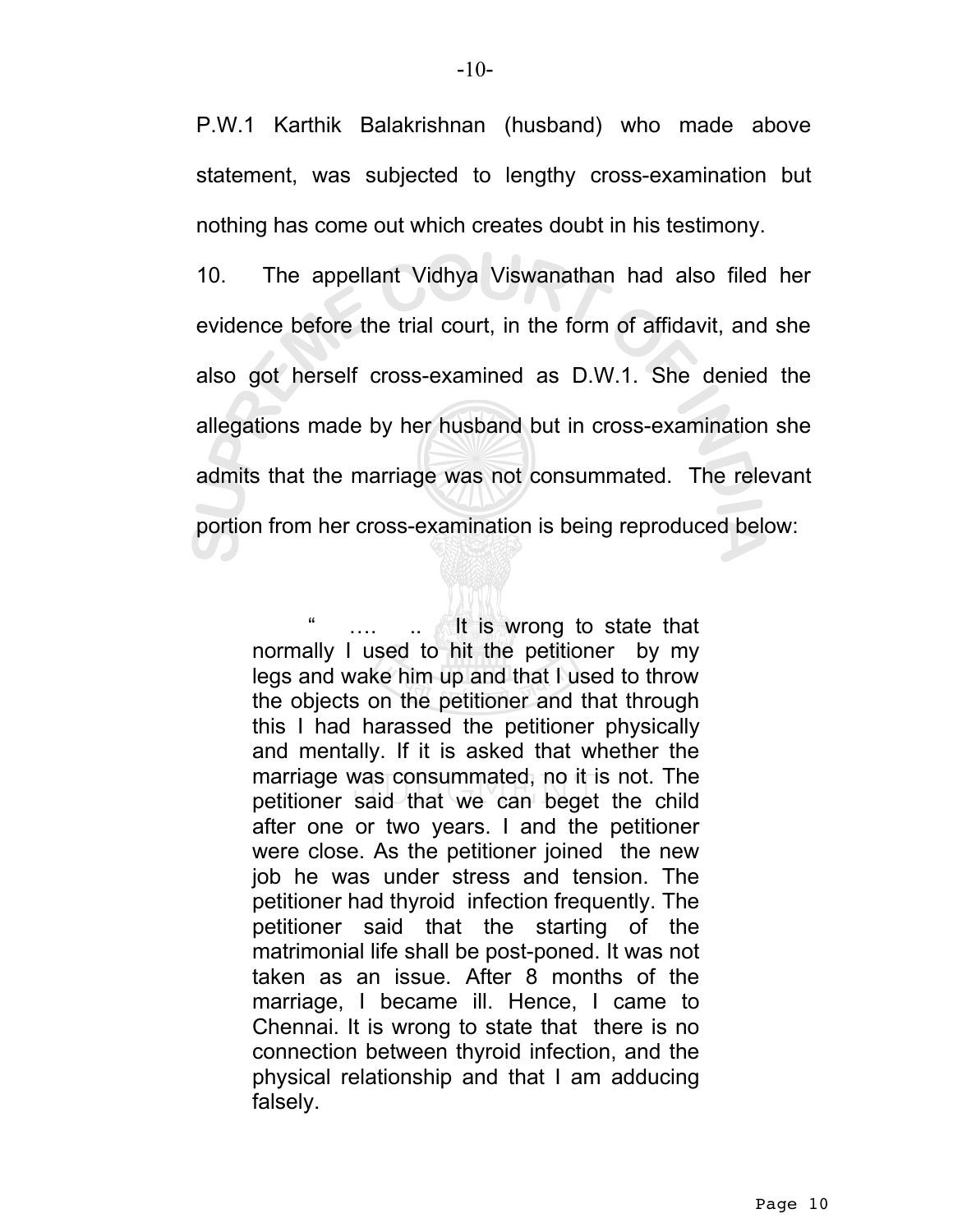P.W.1 Karthik Balakrishnan (husband) who made above statement, was subjected to lengthy cross-examination but nothing has come out which creates doubt in his testimony.

10. The appellant Vidhya Viswanathan had also filed her evidence before the trial court, in the form of affidavit, and she also got herself cross-examined as D.W.1. She denied the allegations made by her husband but in cross-examination she admits that the marriage was not consummated. The relevant portion from her cross-examination is being reproduced below:

> " …. .. It is wrong to state that normally I used to hit the petitioner by my legs and wake him up and that I used to throw the objects on the petitioner and that through this I had harassed the petitioner physically and mentally. If it is asked that whether the marriage was consummated, no it is not. The petitioner said that we can beget the child after one or two years. I and the petitioner were close. As the petitioner joined the new job he was under stress and tension. The petitioner had thyroid infection frequently. The petitioner said that the starting of the matrimonial life shall be post-poned. It was not taken as an issue. After 8 months of the marriage, I became ill. Hence, I came to Chennai. It is wrong to state that there is no connection between thyroid infection, and the physical relationship and that I am adducing falsely.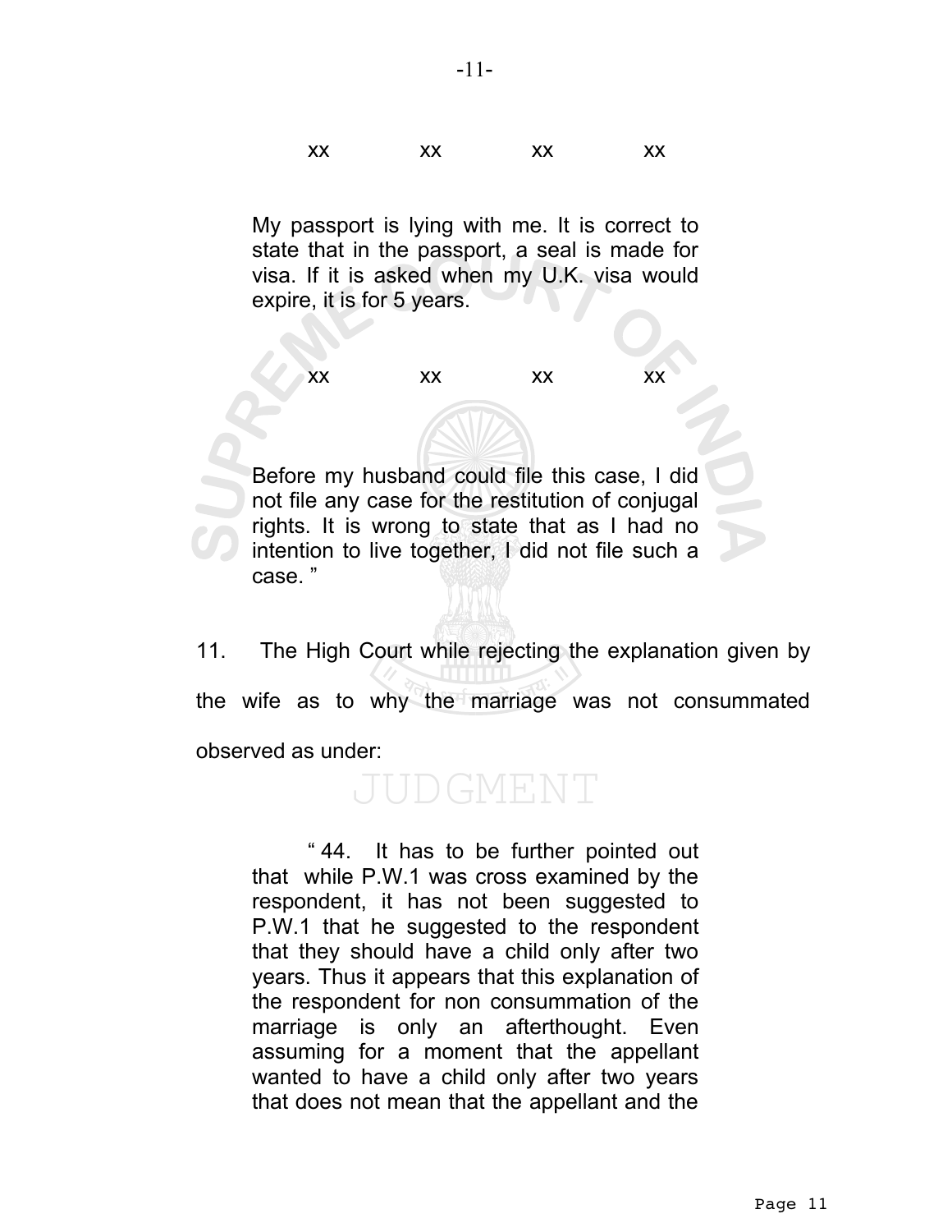> xx xx xx xx
>
> My passport is lying with me. It is correct to state that in the passport, a seal is made for visa. If it is asked when my U.K. visa would expire, it is for 5 years.
>
> xx xx xx xx
>
> Before my husband could file this case, I did not file any case for the restitution of conjugal rights. It is wrong to state that as I had no intention to live together, I did not file such a case. "

11. The High Court while rejecting the explanation given by the wife as to why the marriage was not consummated observed as under:

> " 44. It has to be further pointed out that while P.W.1 was cross examined by the respondent, it has not been suggested to P.W.1 that he suggested to the respondent that they should have a child only after two years. Thus it appears that this explanation of the respondent for non consummation of the marriage is only an afterthought. Even assuming for a moment that the appellant wanted to have a child only after two years that does not mean that the appellant and the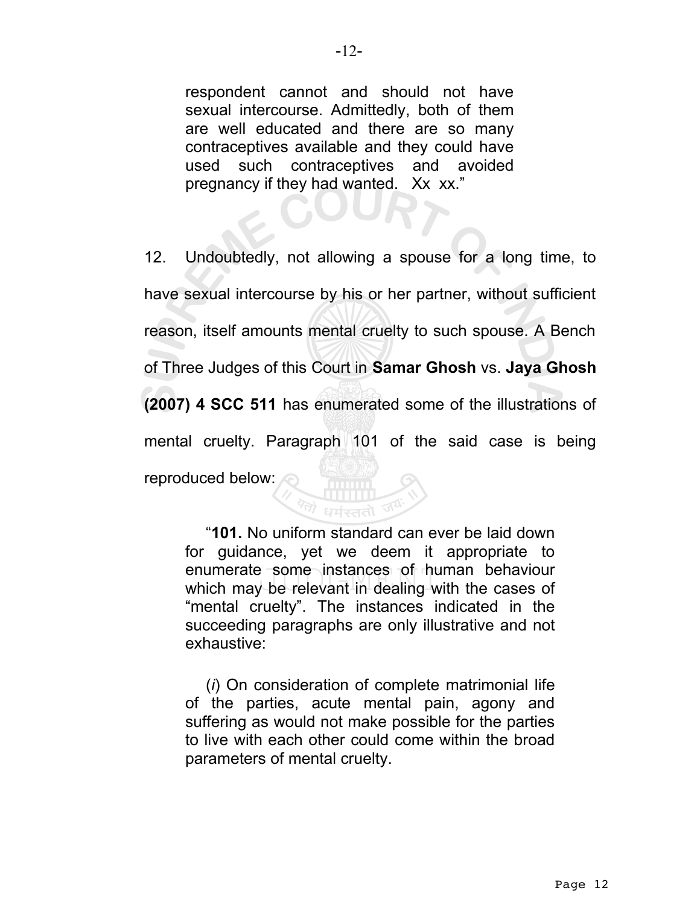> respondent cannot and should not have sexual intercourse. Admittedly, both of them are well educated and there are so many contraceptives available and they could have used such contraceptives and avoided pregnancy if they had wanted. Xx xx."

12. Undoubtedly, not allowing a spouse for a long time, to have sexual intercourse by his or her partner, without sufficient reason, itself amounts mental cruelty to such spouse. A Bench of Three Judges of this Court in **Samar Ghosh** vs. **Jaya Ghosh (2007) 4 SCC 511** has enumerated some of the illustrations of mental cruelty. Paragraph 101 of the said case is being reproduced below:

> "**101.** No uniform standard can ever be laid down for guidance, yet we deem it appropriate to enumerate some instances of human behaviour which may be relevant in dealing with the cases of "mental cruelty". The instances indicated in the succeeding paragraphs are only illustrative and not exhaustive:
>
> (*i*) On consideration of complete matrimonial life of the parties, acute mental pain, agony and suffering as would not make possible for the parties to live with each other could come within the broad parameters of mental cruelty.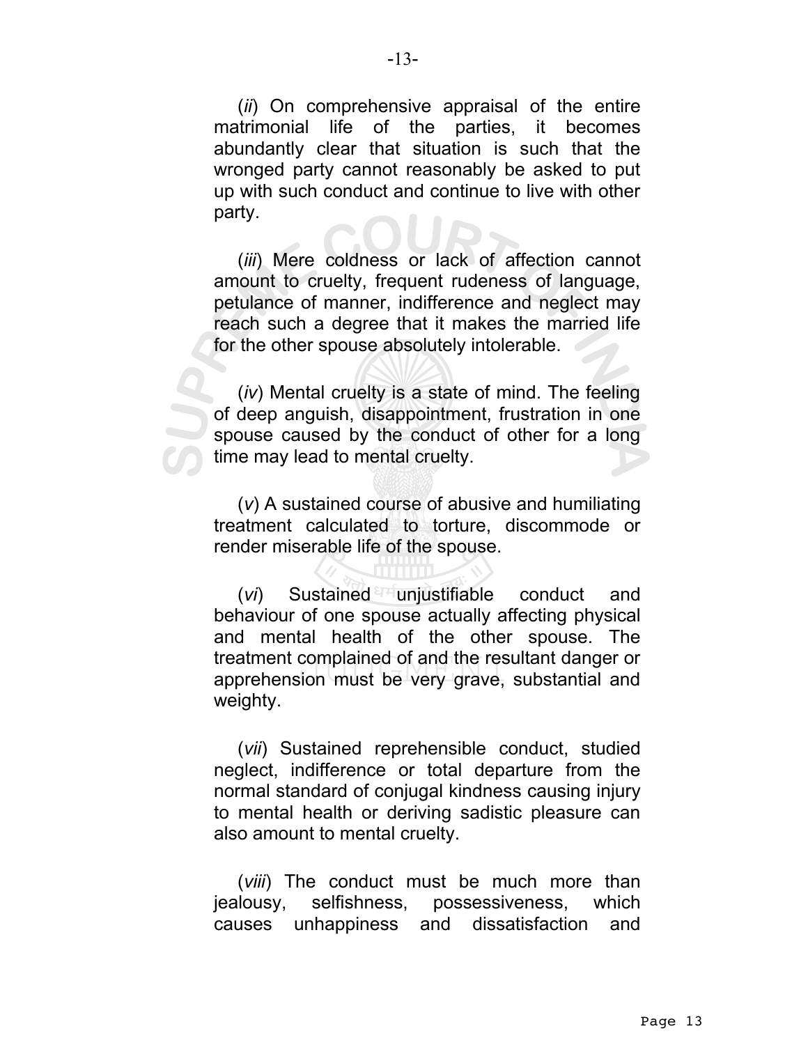(*ii*) On comprehensive appraisal of the entire matrimonial life of the parties, it becomes abundantly clear that situation is such that the wronged party cannot reasonably be asked to put up with such conduct and continue to live with other party.

(*iii*) Mere coldness or lack of affection cannot amount to cruelty, frequent rudeness of language, petulance of manner, indifference and neglect may reach such a degree that it makes the married life for the other spouse absolutely intolerable.

(*iv*) Mental cruelty is a state of mind. The feeling of deep anguish, disappointment, frustration in one spouse caused by the conduct of other for a long time may lead to mental cruelty.

(*v*) A sustained course of abusive and humiliating treatment calculated to torture, discommode or render miserable life of the spouse.

(*vi*) Sustained unjustifiable conduct and behaviour of one spouse actually affecting physical and mental health of the other spouse. The treatment complained of and the resultant danger or apprehension must be very grave, substantial and weighty.

(*vii*) Sustained reprehensible conduct, studied neglect, indifference or total departure from the normal standard of conjugal kindness causing injury to mental health or deriving sadistic pleasure can also amount to mental cruelty.

(*viii*) The conduct must be much more than jealousy, selfishness, possessiveness, which causes unhappiness and dissatisfaction and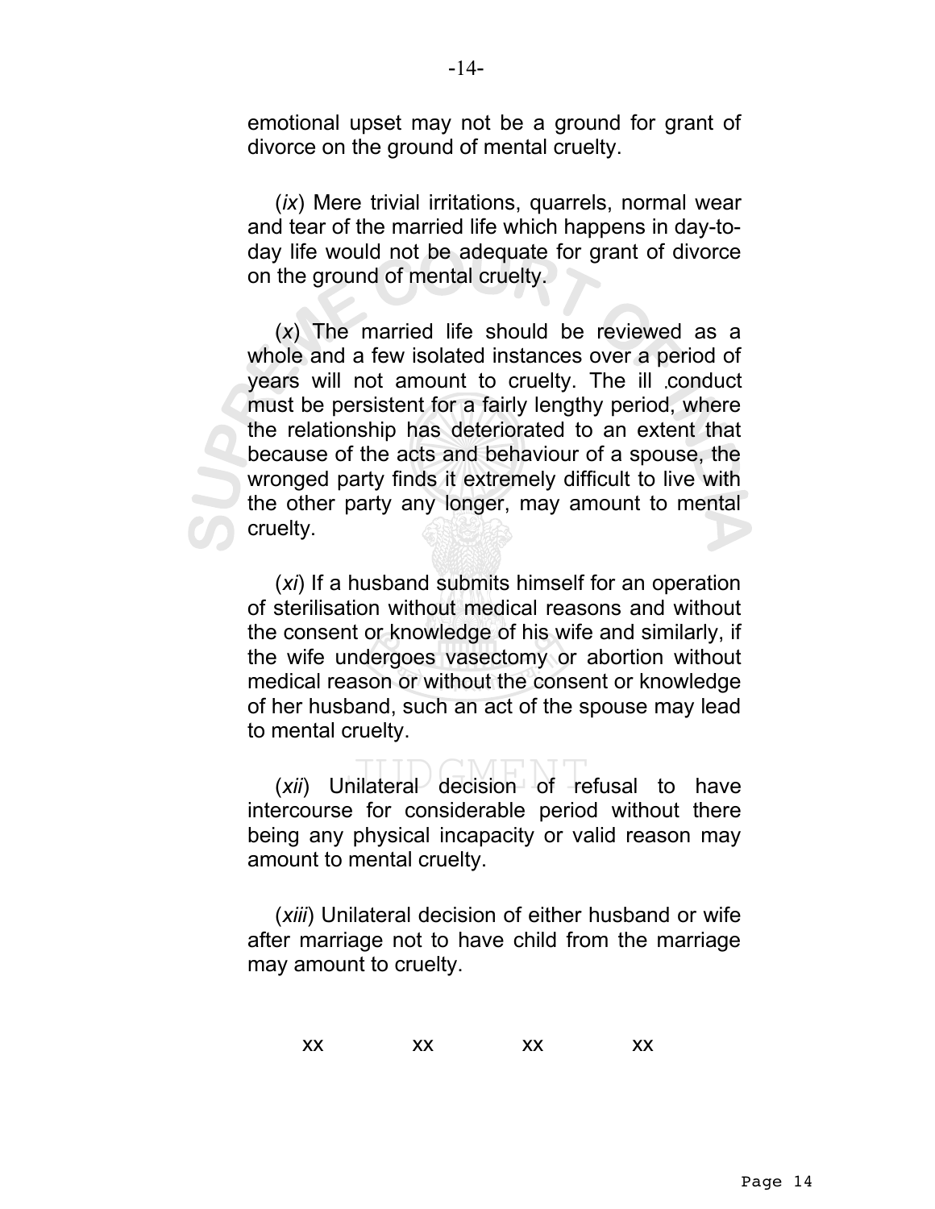emotional upset may not be a ground for grant of divorce on the ground of mental cruelty.

(*ix*) Mere trivial irritations, quarrels, normal wear and tear of the married life which happens in day-to-day life would not be adequate for grant of divorce on the ground of mental cruelty.

(*x*) The married life should be reviewed as a whole and a few isolated instances over a period of years will not amount to cruelty. The ill conduct must be persistent for a fairly lengthy period, where the relationship has deteriorated to an extent that because of the acts and behaviour of a spouse, the wronged party finds it extremely difficult to live with the other party any longer, may amount to mental cruelty.

(*xi*) If a husband submits himself for an operation of sterilisation without medical reasons and without the consent or knowledge of his wife and similarly, if the wife undergoes vasectomy or abortion without medical reason or without the consent or knowledge of her husband, such an act of the spouse may lead to mental cruelty.

(*xii*) Unilateral decision of refusal to have intercourse for considerable period without there being any physical incapacity or valid reason may amount to mental cruelty.

(*xiii*) Unilateral decision of either husband or wife after marriage not to have child from the marriage may amount to cruelty.

xx xx xx xx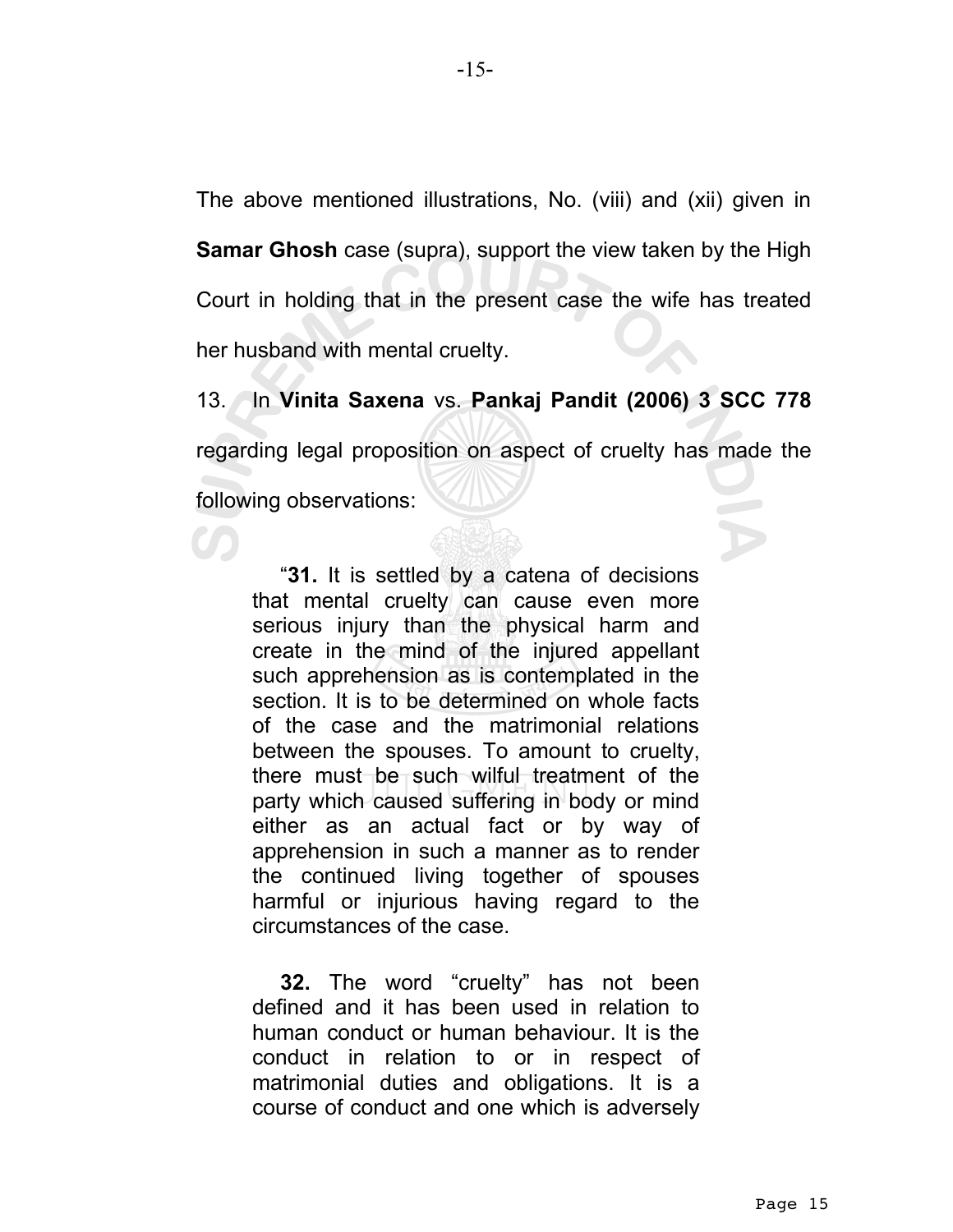The above mentioned illustrations, No. (viii) and (xii) given in **Samar Ghosh** case (supra), support the view taken by the High Court in holding that in the present case the wife has treated her husband with mental cruelty.

13. In **Vinita Saxena** vs. **Pankaj Pandit (2006) 3 SCC 778** regarding legal proposition on aspect of cruelty has made the following observations:

> "**31.** It is settled by a catena of decisions that mental cruelty can cause even more serious injury than the physical harm and create in the mind of the injured appellant such apprehension as is contemplated in the section. It is to be determined on whole facts of the case and the matrimonial relations between the spouses. To amount to cruelty, there must be such wilful treatment of the party which caused suffering in body or mind either as an actual fact or by way of apprehension in such a manner as to render the continued living together of spouses harmful or injurious having regard to the circumstances of the case.
>
> **32.** The word "cruelty" has not been defined and it has been used in relation to human conduct or human behaviour. It is the conduct in relation to or in respect of matrimonial duties and obligations. It is a course of conduct and one which is adversely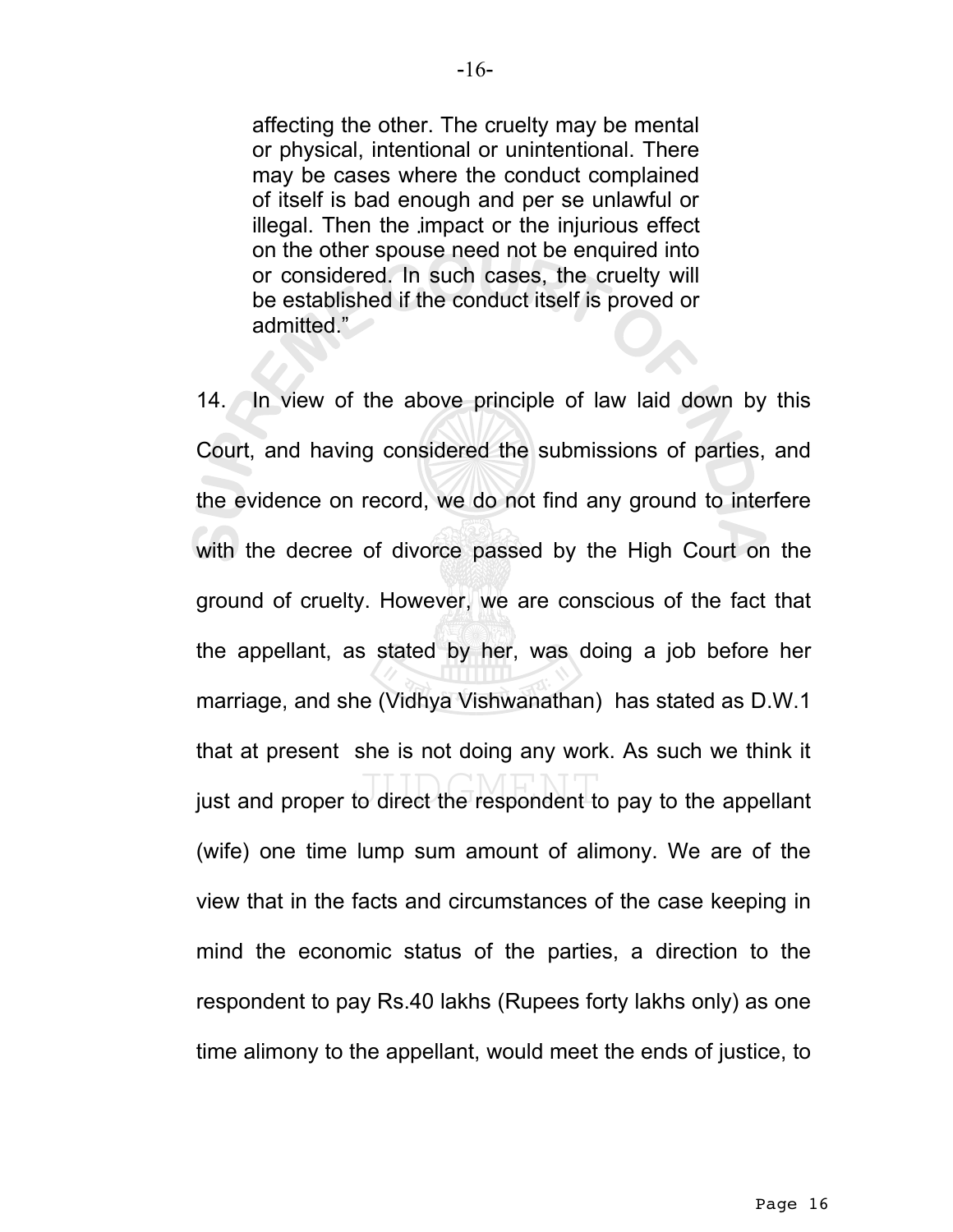> affecting the other. The cruelty may be mental or physical, intentional or unintentional. There may be cases where the conduct complained of itself is bad enough and per se unlawful or illegal. Then the impact or the injurious effect on the other spouse need not be enquired into or considered. In such cases, the cruelty will be established if the conduct itself is proved or admitted."

14. In view of the above principle of law laid down by this Court, and having considered the submissions of parties, and the evidence on record, we do not find any ground to interfere with the decree of divorce passed by the High Court on the ground of cruelty. However, we are conscious of the fact that the appellant, as stated by her, was doing a job before her marriage, and she (Vidhya Vishwanathan) has stated as D.W.1 that at present she is not doing any work. As such we think it just and proper to direct the respondent to pay to the appellant (wife) one time lump sum amount of alimony. We are of the view that in the facts and circumstances of the case keeping in mind the economic status of the parties, a direction to the respondent to pay Rs.40 lakhs (Rupees forty lakhs only) as one time alimony to the appellant, would meet the ends of justice, to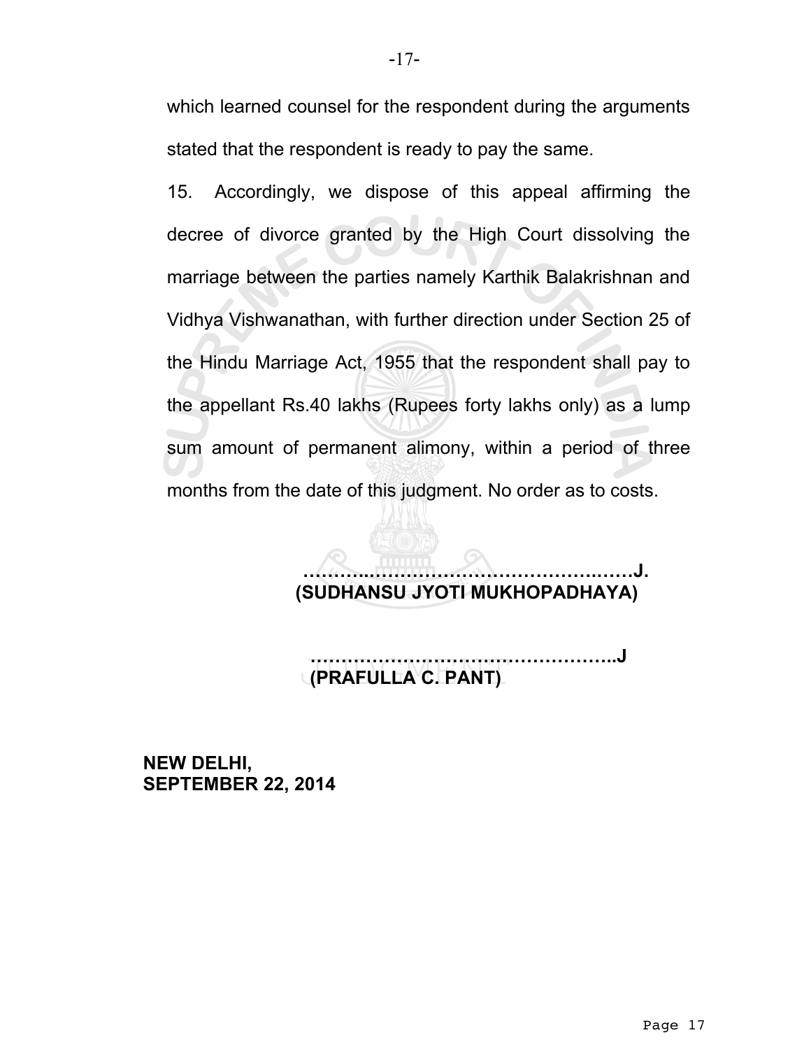which learned counsel for the respondent during the arguments stated that the respondent is ready to pay the same.

15. Accordingly, we dispose of this appeal affirming the decree of divorce granted by the High Court dissolving the marriage between the parties namely Karthik Balakrishnan and Vidhya Vishwanathan, with further direction under Section 25 of the Hindu Marriage Act, 1955 that the respondent shall pay to the appellant Rs.40 lakhs (Rupees forty lakhs only) as a lump sum amount of permanent alimony, within a period of three months from the date of this judgment. No order as to costs.

**……….………………………………….……J.**
**(SUDHANSU JYOTI MUKHOPADHAYA)**

**…………………………………………..J**
**(PRAFULLA C. PANT)**

**NEW DELHI,**
**SEPTEMBER 22, 2014**